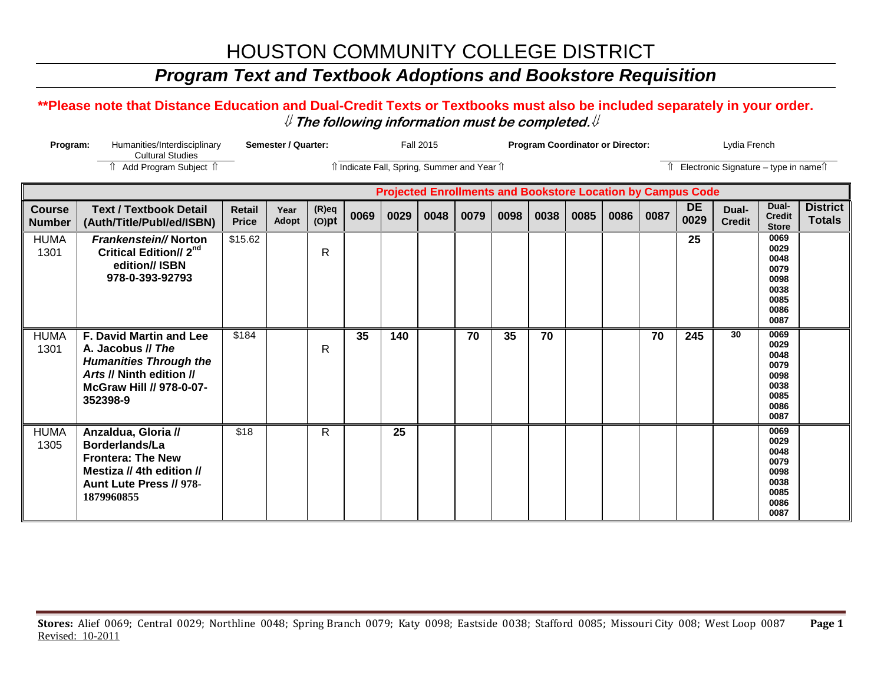# HOUSTON COMMUNITY COLLEGE DISTRICT

## *Program Text and Textbook Adoptions and Bookstore Requisition*

**\*\*Please note that Distance Education and Dual-Credit Texts or Textbooks must also be included separately in your order.**

⇓ ***The following information must be completed.*** ⇓

**Program:** Humanities/Interdisciplinary Cultural Studies
⇑ Add Program Subject ⇑

**Semester / Quarter:** Fall 2015
⇑ Indicate Fall, Spring, Summer and Year ⇑

**Program Coordinator or Director:** Lydia French
⇑ Electronic Signature – type in name⇑

| Projected Enrollments and Bookstore Location by Campus Code | | | | | | | | | | | | | | | | | |
|---|---|---|---|---|---|---|---|---|---|---|---|---|---|---|---|---|---|
| **Course Number** | **Text / Textbook Detail (Auth/Title/Publ/ed/ISBN)** | **Retail Price** | **Year Adopt** | **(R)eq (O)pt** | **0069** | **0029** | **0048** | **0079** | **0098** | **0038** | **0085** | **0086** | **0087** | **DE 0029** | **Dual-Credit** | **Dual-Credit Store** | **District Totals** |
| HUMA 1301 | ***Frankenstein//*** **Norton Critical Edition// 2nd edition// ISBN 978-0-393-92793** | $15.62 | | R | | | | | | | | | | **25** | | **0069 0029 0048 0079 0098 0038 0085 0086 0087** | |
| HUMA 1301 | **F. David Martin and Lee A. Jacobus //** ***The Humanities Through the Arts*** **// Ninth edition // McGraw Hill // 978-0-07-352398-9** | $184 | | R | **35** | **140** | | **70** | **35** | **70** | | | **70** | **245** | **30** | **0069 0029 0048 0079 0098 0038 0085 0086 0087** | |
| HUMA 1305 | **Anzaldua, Gloria // Borderlands/La Frontera: The New Mestiza // 4th edition // Aunt Lute Press // 978-1879960855** | $18 | | R | | **25** | | | | | | | | | | **0069 0029 0048 0079 0098 0038 0085 0086 0087** | |

**Stores:** Alief 0069; Central 0029; Northline 0048; Spring Branch 0079; Katy 0098; Eastside 0038; Stafford 0085; Missouri City 008; West Loop 0087

Revised: 10-2011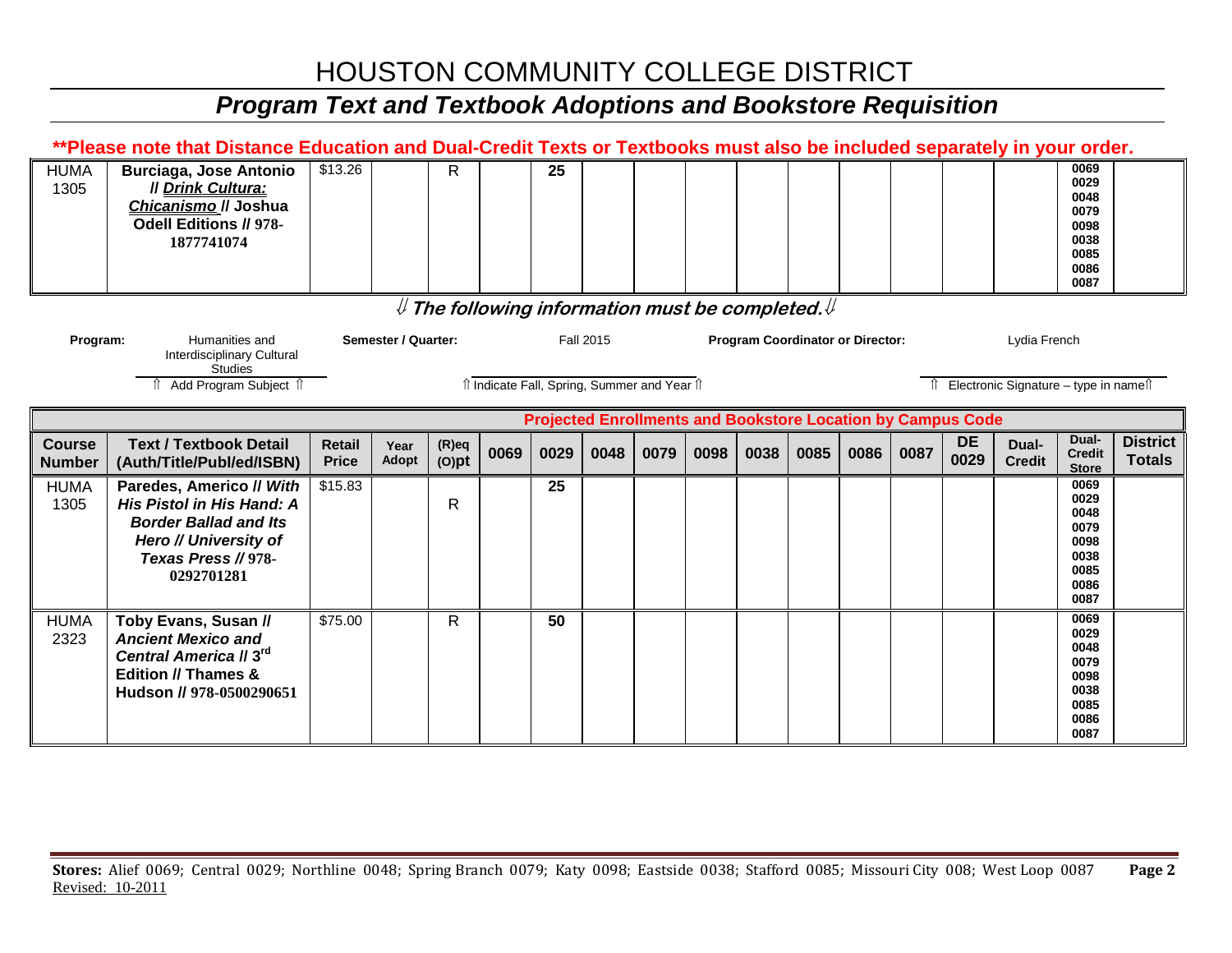# HOUSTON COMMUNITY COLLEGE DISTRICT

## *Program Text and Textbook Adoptions and Bookstore Requisition*

**\*\*Please note that Distance Education and Dual-Credit Texts or Textbooks must also be included separately in your order.**

| Course Number | Text / Textbook Detail (Auth/Title/Publ/ed/ISBN) | Retail Price | Year Adopt | (R)eq (O)pt | 0069 | 0029 | 0048 | 0079 | 0098 | 0038 | 0085 | 0086 | 0087 | DE 0029 | Dual-Credit | Dual-Credit Store | District Totals |
|---|---|---|---|---|---|---|---|---|---|---|---|---|---|---|---|---|---|
| HUMA 1305 | **Burciaga, Jose Antonio // *Drink Cultura: Chicanismo* // Joshua Odell Editions // 978-1877741074** | $13.26 | | R | | 25 | | | | | | | | | | 0069 0029 0048 0079 0098 0038 0085 0086 0087 | |

⇓ ***The following information must be completed.*** ⇓

**Program:** Humanities and Interdisciplinary Cultural Studies
⇑ Add Program Subject ⇑

**Semester / Quarter:** Fall 2015
⇑ Indicate Fall, Spring, Summer and Year ⇑

**Program Coordinator or Director:** Lydia French
⇑ Electronic Signature – type in name ⇑

| | | | | | Projected Enrollments and Bookstore Location by Campus Code | | | | | | | | | | | | |
|---|---|---|---|---|---|---|---|---|---|---|---|---|---|---|---|---|---|
| **Course Number** | **Text / Textbook Detail (Auth/Title/Publ/ed/ISBN)** | **Retail Price** | **Year Adopt** | **(R)eq (O)pt** | **0069** | **0029** | **0048** | **0079** | **0098** | **0038** | **0085** | **0086** | **0087** | **DE 0029** | **Dual-Credit** | **Dual-Credit Store** | **District Totals** |
| HUMA 1305 | **Paredes, Americo // *With His Pistol in His Hand: A Border Ballad and Its Hero // University of Texas Press* // 978-0292701281** | $15.83 | | R | | 25 | | | | | | | | | | 0069 0029 0048 0079 0098 0038 0085 0086 0087 | |
| HUMA 2323 | **Toby Evans, Susan // *Ancient Mexico and Central America* // 3rd Edition // Thames & Hudson // 978-0500290651** | $75.00 | | R | | 50 | | | | | | | | | | 0069 0029 0048 0079 0098 0038 0085 0086 0087 | |

**Stores:** Alief 0069; Central 0029; Northline 0048; Spring Branch 0079; Katy 0098; Eastside 0038; Stafford 0085; Missouri City 008; West Loop 0087

Revised: 10-2011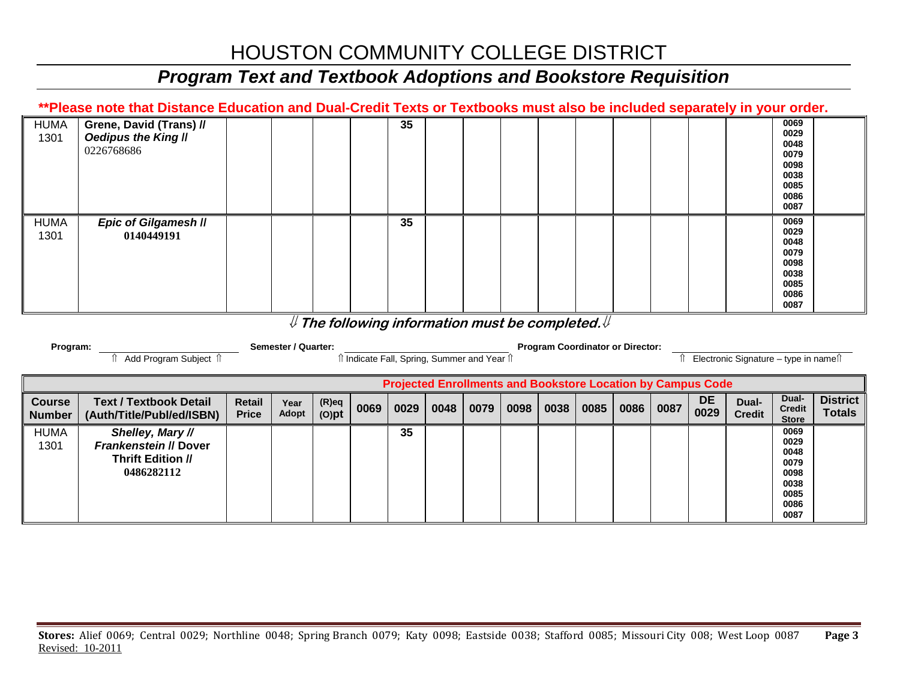# HOUSTON COMMUNITY COLLEGE DISTRICT

## *Program Text and Textbook Adoptions and Bookstore Requisition*

**\*\*Please note that Distance Education and Dual-Credit Texts or Textbooks must also be included separately in your order.**

| Course Number | Text / Textbook Detail (Auth/Title/Publ/ed/ISBN) | Retail Price | Year Adopt | (R)eq (O)pt | 0069 | 0029 | 0048 | 0079 | 0098 | 0038 | 0085 | 0086 | 0087 | DE 0029 | Dual-Credit | Dual-Credit Store | District Totals |
|---|---|---|---|---|---|---|---|---|---|---|---|---|---|---|---|---|---|
| HUMA 1301 | **Grene, David (Trans) // *Oedipus the King* //** 0226768686 | | | | | 35 | | | | | | | | | | 0069 0029 0048 0079 0098 0038 0085 0086 0087 | |
| HUMA 1301 | ***Epic of Gilgamesh* // 0140449191** | | | | | 35 | | | | | | | | | | 0069 0029 0048 0079 0098 0038 0085 0086 0087 | |

⇓ ***The following information must be completed.*** ⇓

**Program:** ____________________ **Semester / Quarter:** ____________________ **Program Coordinator or Director:** ____________________

⇑ Add Program Subject ⇑ ⇑ Indicate Fall, Spring, Summer and Year ⇑ ⇑ Electronic Signature – type in name ⇑

| Projected Enrollments and Bookstore Location by Campus Code | | | | | | | | | | | | | | | | | |
|---|---|---|---|---|---|---|---|---|---|---|---|---|---|---|---|---|---|
| **Course Number** | **Text / Textbook Detail (Auth/Title/Publ/ed/ISBN)** | **Retail Price** | **Year Adopt** | **(R)eq (O)pt** | **0069** | **0029** | **0048** | **0079** | **0098** | **0038** | **0085** | **0086** | **0087** | **DE 0029** | **Dual-Credit** | **Dual-Credit Store** | **District Totals** |
| HUMA 1301 | ***Shelley, Mary // Frankenstein* // Dover Thrift Edition // 0486282112** | | | | | 35 | | | | | | | | | | 0069 0029 0048 0079 0098 0038 0085 0086 0087 | |

**Stores:** Alief 0069; Central 0029; Northline 0048; Spring Branch 0079; Katy 0098; Eastside 0038; Stafford 0085; Missouri City 008; West Loop 0087

Revised: 10-2011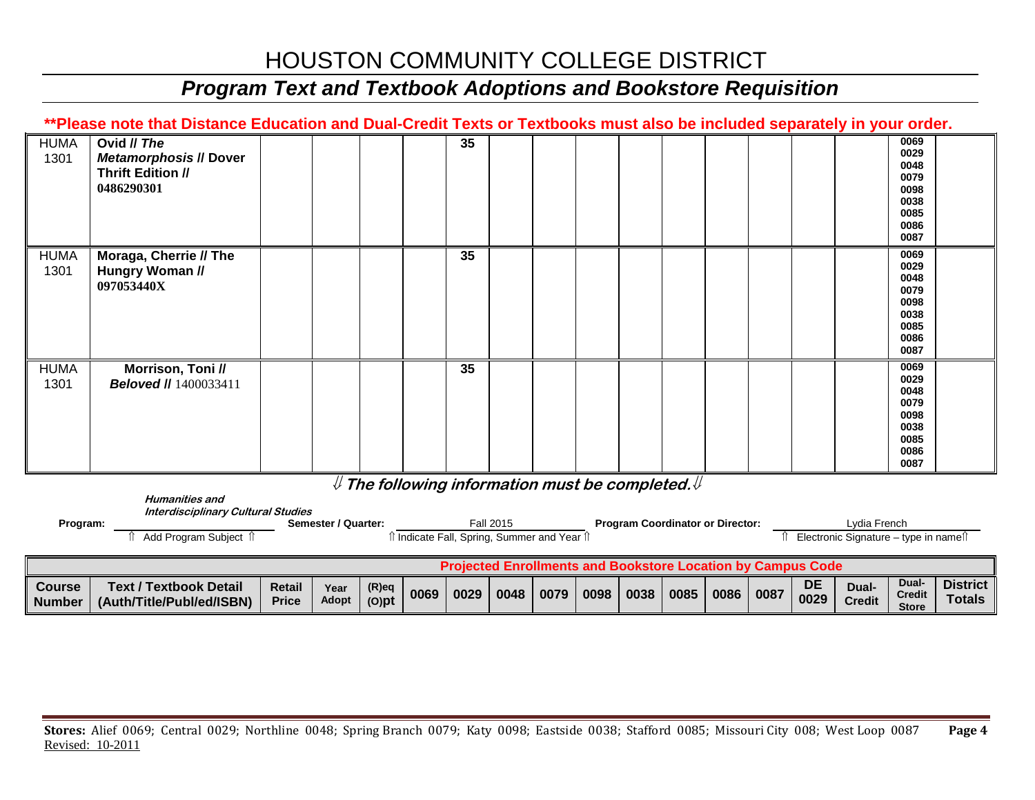# HOUSTON COMMUNITY COLLEGE DISTRICT

## *Program Text and Textbook Adoptions and Bookstore Requisition*

**\*\*Please note that Distance Education and Dual-Credit Texts or Textbooks must also be included separately in your order.**

| Course Number | Text / Textbook Detail (Auth/Title/Publ/ed/ISBN) | Retail Price | Year Adopt | (R)eq (O)pt | 0069 | 0029 | 0048 | 0079 | 0098 | 0038 | 0085 | 0086 | 0087 | DE 0029 | Dual-Credit | Dual-Credit Store | District Totals |
|---|---|---|---|---|---|---|---|---|---|---|---|---|---|---|---|---|---|
| HUMA 1301 | **Ovid // *The Metamorphosis* // Dover Thrift Edition // 0486290301** | | | | 35 | | | | | | | | | | | 0069 0029 0048 0079 0098 0038 0085 0086 0087 | |
| HUMA 1301 | **Moraga, Cherrie // The Hungry Woman // 097053440X** | | | | 35 | | | | | | | | | | | 0069 0029 0048 0079 0098 0038 0085 0086 0087 | |
| HUMA 1301 | **Morrison, Toni // *Beloved* //** 1400033411 | | | | 35 | | | | | | | | | | | 0069 0029 0048 0079 0098 0038 0085 0086 0087 | |

⇓ ***The following information must be completed.*** ⇓

**Program:** ***Humanities and Interdisciplinary Cultural Studies*** ⇑ Add Program Subject ⇑

**Semester / Quarter:** Fall 2015 ⇑ Indicate Fall, Spring, Summer and Year ⇑

**Program Coordinator or Director:** Lydia French ⇑ Electronic Signature – type in name ⇑

| Course Number | Text / Textbook Detail (Auth/Title/Publ/ed/ISBN) | Retail Price | Year Adopt | (R)eq (O)pt | Projected Enrollments and Bookstore Location by Campus Code | | | | | | | | | | | | District Totals |
|---|---|---|---|---|---|---|---|---|---|---|---|---|---|---|---|---|---|
| | | | | | 0069 | 0029 | 0048 | 0079 | 0098 | 0038 | 0085 | 0086 | 0087 | DE 0029 | Dual-Credit | Dual-Credit Store | |

**Stores:** Alief 0069; Central 0029; Northline 0048; Spring Branch 0079; Katy 0098; Eastside 0038; Stafford 0085; Missouri City 008; West Loop 0087

Revised: 10-2011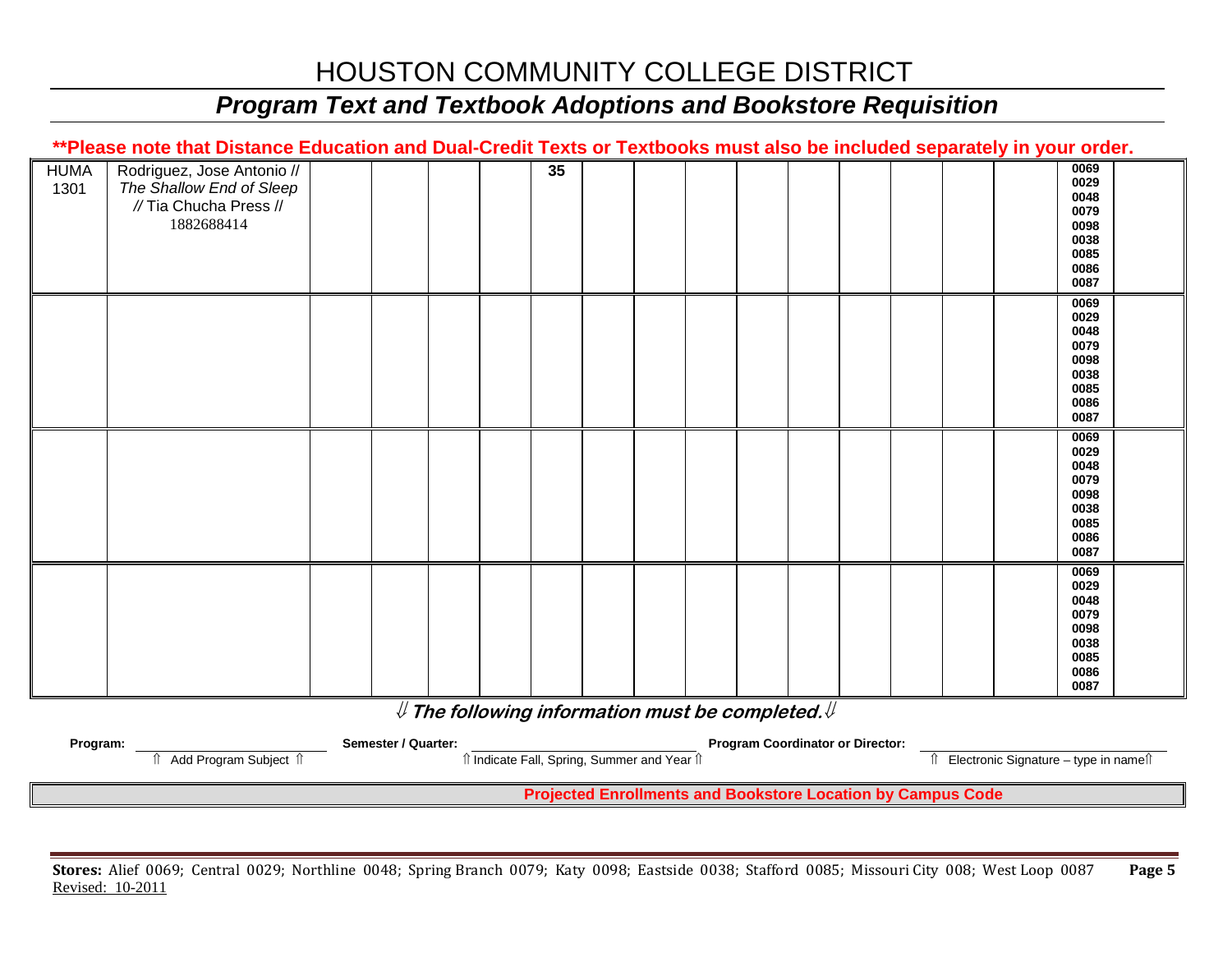# HOUSTON COMMUNITY COLLEGE DISTRICT

## *Program Text and Textbook Adoptions and Bookstore Requisition*

**\*\*Please note that Distance Education and Dual-Credit Texts or Textbooks must also be included separately in your order.**

| | | | | | | | | | | | | | | | | |
|---|---|---|---|---|---|---|---|---|---|---|---|---|---|---|---|---|
| HUMA 1301 | Rodriguez, Jose Antonio // *The Shallow End of Sleep* // Tia Chucha Press // 1882688414 | | | | | 35 | | | | | | | | | 0069<br>0029<br>0048<br>0079<br>0098<br>0038<br>0085<br>0086<br>0087 | |
| | | | | | | | | | | | | | | | 0069<br>0029<br>0048<br>0079<br>0098<br>0038<br>0085<br>0086<br>0087 | |
| | | | | | | | | | | | | | | | 0069<br>0029<br>0048<br>0079<br>0098<br>0038<br>0085<br>0086<br>0087 | |
| | | | | | | | | | | | | | | | 0069<br>0029<br>0048<br>0079<br>0098<br>0038<br>0085<br>0086<br>0087 | |

⇓ ***The following information must be completed.*** ⇓

**Program:** ____________________ **Semester / Quarter:** ____________________ **Program Coordinator or Director:** ____________________

⇑ Add Program Subject ⇑ ⇑ Indicate Fall, Spring, Summer and Year ⇑ ⇑ Electronic Signature – type in name ⇑

**Projected Enrollments and Bookstore Location by Campus Code**